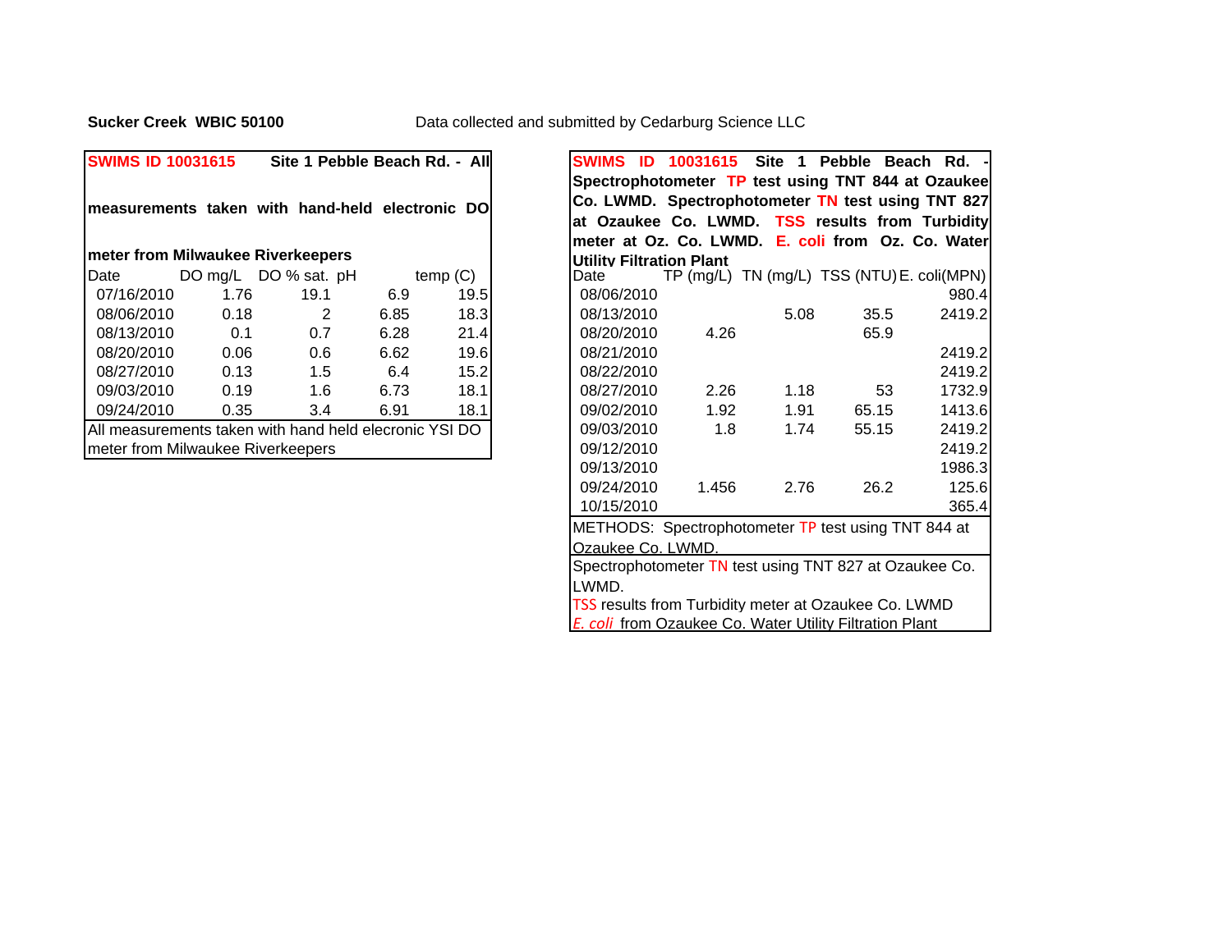**Sucker Creek WBIC 50100** Data collected and submitted by Cedarburg Science LLC

**SWIMS ID 10031615 Site 1 Pebble Beach Rd. - All measurements taken with hand-held electronic DO meter from Milwaukee Riverkeepers**

| Date | DO mg/L | DO % sat. | pH | temp (C) |
|---|---|---|---|---|
| 07/16/2010 | 1.76 | 19.1 | 6.9 | 19.5 |
| 08/06/2010 | 0.18 | 2 | 6.85 | 18.3 |
| 08/13/2010 | 0.1 | 0.7 | 6.28 | 21.4 |
| 08/20/2010 | 0.06 | 0.6 | 6.62 | 19.6 |
| 08/27/2010 | 0.13 | 1.5 | 6.4 | 15.2 |
| 09/03/2010 | 0.19 | 1.6 | 6.73 | 18.1 |
| 09/24/2010 | 0.35 | 3.4 | 6.91 | 18.1 |

All measurements taken with hand held elecronic YSI DO meter from Milwaukee Riverkeepers

**SWIMS ID 10031615 Site 1 Pebble Beach Rd. - Spectrophotometer TP test using TNT 844 at Ozaukee Co. LWMD. Spectrophotometer TN test using TNT 827 at Ozaukee Co. LWMD. TSS results from Turbidity meter at Oz. Co. LWMD. E. coli from Oz. Co. Water Utility Filtration Plant**

| Date | TP (mg/L) | TN (mg/L) | TSS (NTU) | E. coli(MPN) |
|---|---|---|---|---|
| 08/06/2010 | | | | 980.4 |
| 08/13/2010 | | 5.08 | 35.5 | 2419.2 |
| 08/20/2010 | 4.26 | | 65.9 | |
| 08/21/2010 | | | | 2419.2 |
| 08/22/2010 | | | | 2419.2 |
| 08/27/2010 | 2.26 | 1.18 | 53 | 1732.9 |
| 09/02/2010 | 1.92 | 1.91 | 65.15 | 1413.6 |
| 09/03/2010 | 1.8 | 1.74 | 55.15 | 2419.2 |
| 09/12/2010 | | | | 2419.2 |
| 09/13/2010 | | | | 1986.3 |
| 09/24/2010 | 1.456 | 2.76 | 26.2 | 125.6 |
| 10/15/2010 | | | | 365.4 |

METHODS: Spectrophotometer TP test using TNT 844 at Ozaukee Co. LWMD.

Spectrophotometer TN test using TNT 827 at Ozaukee Co. LWMD.

TSS results from Turbidity meter at Ozaukee Co. LWMD

*E. coli* from Ozaukee Co. Water Utility Filtration Plant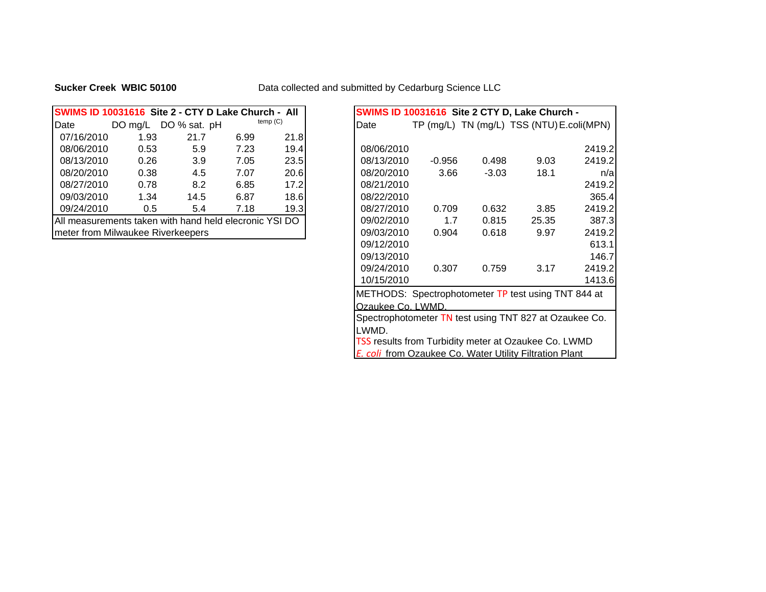**Sucker Creek WBIC 50100**

Data collected and submitted by Cedarburg Science LLC

| SWIMS ID 10031616 Site 2 - CTY D Lake Church - All | | | | |
|---|---|---|---|---|
| Date | DO mg/L | DO % sat. | pH | temp (C) |
| 07/16/2010 | 1.93 | 21.7 | 6.99 | 21.8 |
| 08/06/2010 | 0.53 | 5.9 | 7.23 | 19.4 |
| 08/13/2010 | 0.26 | 3.9 | 7.05 | 23.5 |
| 08/20/2010 | 0.38 | 4.5 | 7.07 | 20.6 |
| 08/27/2010 | 0.78 | 8.2 | 6.85 | 17.2 |
| 09/03/2010 | 1.34 | 14.5 | 6.87 | 18.6 |
| 09/24/2010 | 0.5 | 5.4 | 7.18 | 19.3 |

All measurements taken with hand held elecronic YSI DO meter from Milwaukee Riverkeepers

| SWIMS ID 10031616 Site 2 CTY D, Lake Church - | | | | |
|---|---|---|---|---|
| Date | TP (mg/L) | TN (mg/L) | TSS (NTU) | E.coli(MPN) |
| 08/06/2010 | | | | 2419.2 |
| 08/13/2010 | -0.956 | 0.498 | 9.03 | 2419.2 |
| 08/20/2010 | 3.66 | -3.03 | 18.1 | n/a |
| 08/21/2010 | | | | 2419.2 |
| 08/22/2010 | | | | 365.4 |
| 08/27/2010 | 0.709 | 0.632 | 3.85 | 2419.2 |
| 09/02/2010 | 1.7 | 0.815 | 25.35 | 387.3 |
| 09/03/2010 | 0.904 | 0.618 | 9.97 | 2419.2 |
| 09/12/2010 | | | | 613.1 |
| 09/13/2010 | | | | 146.7 |
| 09/24/2010 | 0.307 | 0.759 | 3.17 | 2419.2 |
| 10/15/2010 | | | | 1413.6 |

METHODS: Spectrophotometer TP test using TNT 844 at Ozaukee Co. LWMD.

Spectrophotometer TN test using TNT 827 at Ozaukee Co. LWMD.

TSS results from Turbidity meter at Ozaukee Co. LWMD

*E. coli* from Ozaukee Co. Water Utility Filtration Plant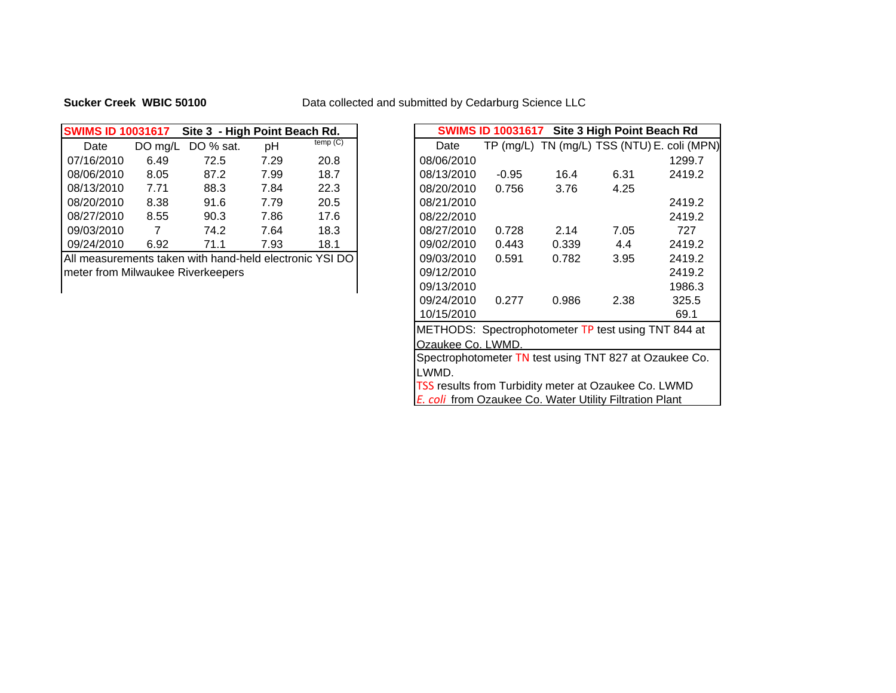**Sucker Creek WBIC 50100**

Data collected and submitted by Cedarburg Science LLC

| SWIMS ID 10031617 Site 3 - High Point Beach Rd. | | | | |
|---|---|---|---|---|
| Date | DO mg/L | DO % sat. | pH | temp (C) |
| 07/16/2010 | 6.49 | 72.5 | 7.29 | 20.8 |
| 08/06/2010 | 8.05 | 87.2 | 7.99 | 18.7 |
| 08/13/2010 | 7.71 | 88.3 | 7.84 | 22.3 |
| 08/20/2010 | 8.38 | 91.6 | 7.79 | 20.5 |
| 08/27/2010 | 8.55 | 90.3 | 7.86 | 17.6 |
| 09/03/2010 | 7 | 74.2 | 7.64 | 18.3 |
| 09/24/2010 | 6.92 | 71.1 | 7.93 | 18.1 |

All measurements taken with hand-held electronic YSI DO meter from Milwaukee Riverkeepers

| SWIMS ID 10031617 Site 3 High Point Beach Rd | | | | |
|---|---|---|---|---|
| Date | TP (mg/L) | TN (mg/L) | TSS (NTU) | E. coli (MPN) |
| 08/06/2010 | | | | 1299.7 |
| 08/13/2010 | -0.95 | 16.4 | 6.31 | 2419.2 |
| 08/20/2010 | 0.756 | 3.76 | 4.25 | |
| 08/21/2010 | | | | 2419.2 |
| 08/22/2010 | | | | 2419.2 |
| 08/27/2010 | 0.728 | 2.14 | 7.05 | 727 |
| 09/02/2010 | 0.443 | 0.339 | 4.4 | 2419.2 |
| 09/03/2010 | 0.591 | 0.782 | 3.95 | 2419.2 |
| 09/12/2010 | | | | 2419.2 |
| 09/13/2010 | | | | 1986.3 |
| 09/24/2010 | 0.277 | 0.986 | 2.38 | 325.5 |
| 10/15/2010 | | | | 69.1 |

METHODS: Spectrophotometer TP test using TNT 844 at Ozaukee Co. LWMD.

Spectrophotometer TN test using TNT 827 at Ozaukee Co. LWMD.

TSS results from Turbidity meter at Ozaukee Co. LWMD

*E. coli* from Ozaukee Co. Water Utility Filtration Plant